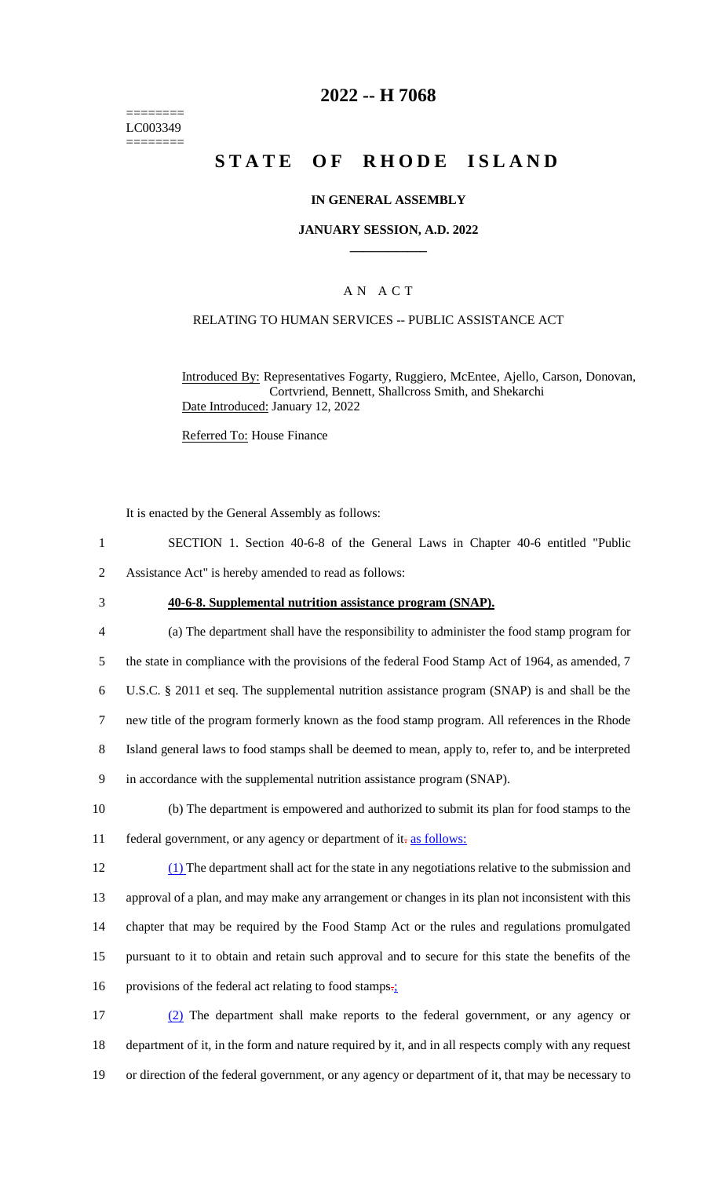========
LC003349
========

# 2022 -- H 7068

# STATE OF RHODE ISLAND

**IN GENERAL ASSEMBLY**

**JANUARY SESSION, A.D. 2022**

## AN ACT

RELATING TO HUMAN SERVICES -- PUBLIC ASSISTANCE ACT

Introduced By: Representatives Fogarty, Ruggiero, McEntee, Ajello, Carson, Donovan, Cortvriend, Bennett, Shallcross Smith, and Shekarchi
Date Introduced: January 12, 2022

Referred To: House Finance

It is enacted by the General Assembly as follows:

1 SECTION 1. Section 40-6-8 of the General Laws in Chapter 40-6 entitled "Public
2 Assistance Act" is hereby amended to read as follows:

3 **40-6-8. Supplemental nutrition assistance program (SNAP).**

4 (a) The department shall have the responsibility to administer the food stamp program for
5 the state in compliance with the provisions of the federal Food Stamp Act of 1964, as amended, 7
6 U.S.C. § 2011 et seq. The supplemental nutrition assistance program (SNAP) is and shall be the
7 new title of the program formerly known as the food stamp program. All references in the Rhode
8 Island general laws to food stamps shall be deemed to mean, apply to, refer to, and be interpreted
9 in accordance with the supplemental nutrition assistance program (SNAP).

10 (b) The department is empowered and authorized to submit its plan for food stamps to the
11 federal government, or any agency or department of it. as follows:

12 (1) The department shall act for the state in any negotiations relative to the submission and
13 approval of a plan, and may make any arrangement or changes in its plan not inconsistent with this
14 chapter that may be required by the Food Stamp Act or the rules and regulations promulgated
15 pursuant to it to obtain and retain such approval and to secure for this state the benefits of the
16 provisions of the federal act relating to food stamps.;

17 (2) The department shall make reports to the federal government, or any agency or
18 department of it, in the form and nature required by it, and in all respects comply with any request
19 or direction of the federal government, or any agency or department of it, that may be necessary to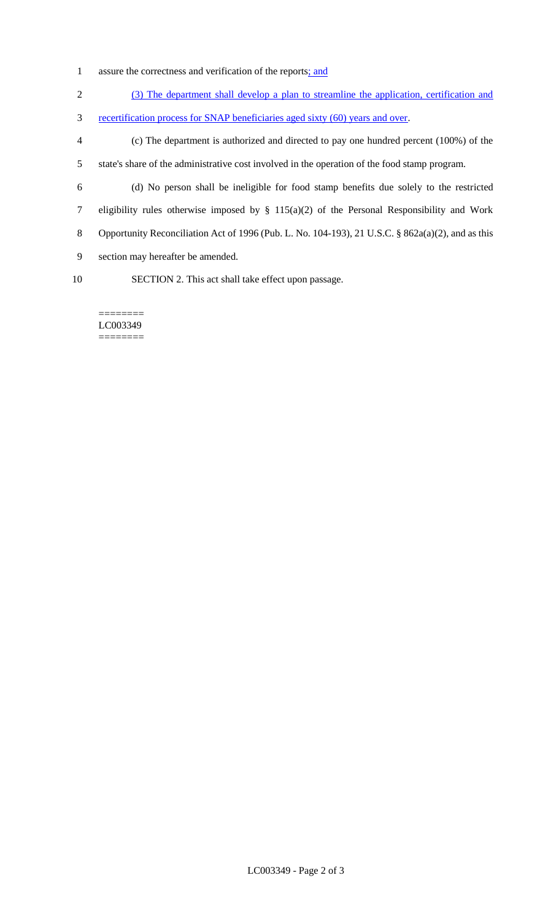assure the correctness and verification of the reports; and

(3) The department shall develop a plan to streamline the application, certification and recertification process for SNAP beneficiaries aged sixty (60) years and over.

(c) The department is authorized and directed to pay one hundred percent (100%) of the state's share of the administrative cost involved in the operation of the food stamp program.

(d) No person shall be ineligible for food stamp benefits due solely to the restricted eligibility rules otherwise imposed by § 115(a)(2) of the Personal Responsibility and Work Opportunity Reconciliation Act of 1996 (Pub. L. No. 104-193), 21 U.S.C. § 862a(a)(2), and as this section may hereafter be amended.

SECTION 2. This act shall take effect upon passage.

========
LC003349
========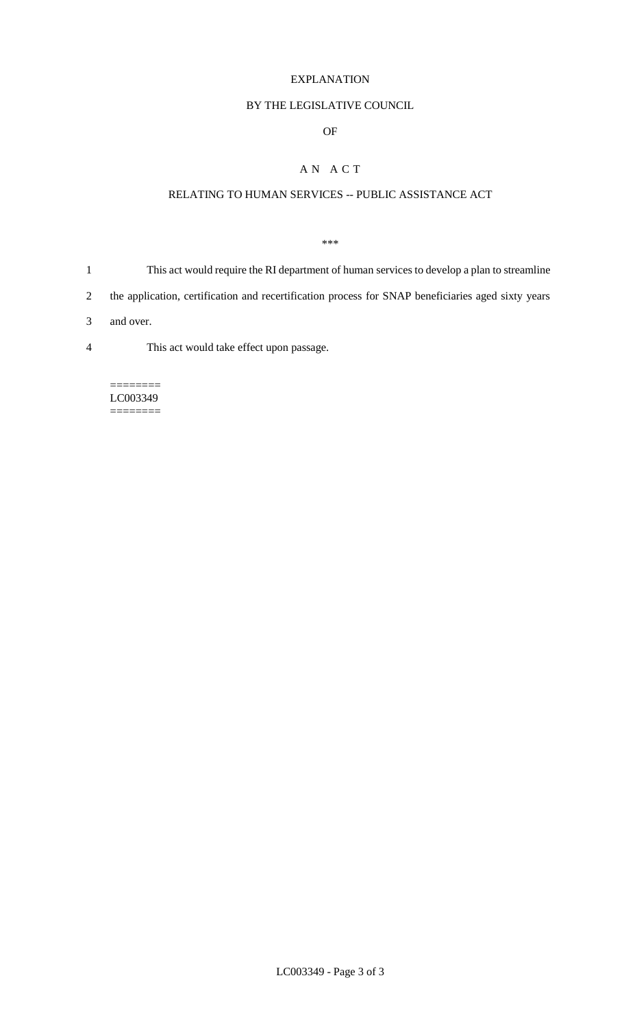EXPLANATION

BY THE LEGISLATIVE COUNCIL

OF

A N A C T

RELATING TO HUMAN SERVICES -- PUBLIC ASSISTANCE ACT

\*\*\*

This act would require the RI department of human services to develop a plan to streamline the application, certification and recertification process for SNAP beneficiaries aged sixty years and over.

This act would take effect upon passage.

========
LC003349
========